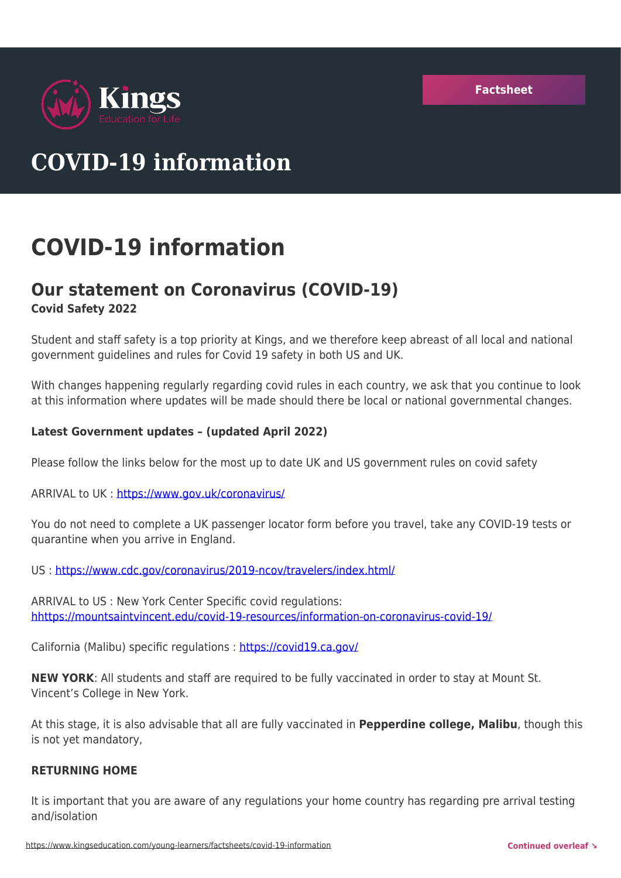# COVID-19 information

# COVID-19 information

## Our statement on Coronavirus (COVID-19)

**Covid Safety 2022**

Student and staff safety is a top priority at Kings, and we therefore keep abreast of all local and national government guidelines and rules for Covid 19 safety in both US and UK.

With changes happening regularly regarding covid rules in each country, we ask that you continue to look at this information where updates will be made should there be local or national governmental changes.

**Latest Government updates – (updated April 2022)**

Please follow the links below for the most up to date UK and US government rules on covid safety

ARRIVAL to UK : https://www.gov.uk/coronavirus/

You do not need to complete a UK passenger locator form before you travel, take any COVID-19 tests or quarantine when you arrive in England.

US : https://www.cdc.gov/coronavirus/2019-ncov/travelers/index.html/

ARRIVAL to US : New York Center Specific covid regulations: hhttps://mountsaintvincent.edu/covid-19-resources/information-on-coronavirus-covid-19/

California (Malibu) specific regulations : https://covid19.ca.gov/

**NEW YORK**: All students and staff are required to be fully vaccinated in order to stay at Mount St. Vincent's College in New York.

At this stage, it is also advisable that all are fully vaccinated in **Pepperdine college, Malibu**, though this is not yet mandatory,

**RETURNING HOME**

It is important that you are aware of any regulations your home country has regarding pre arrival testing and/isolation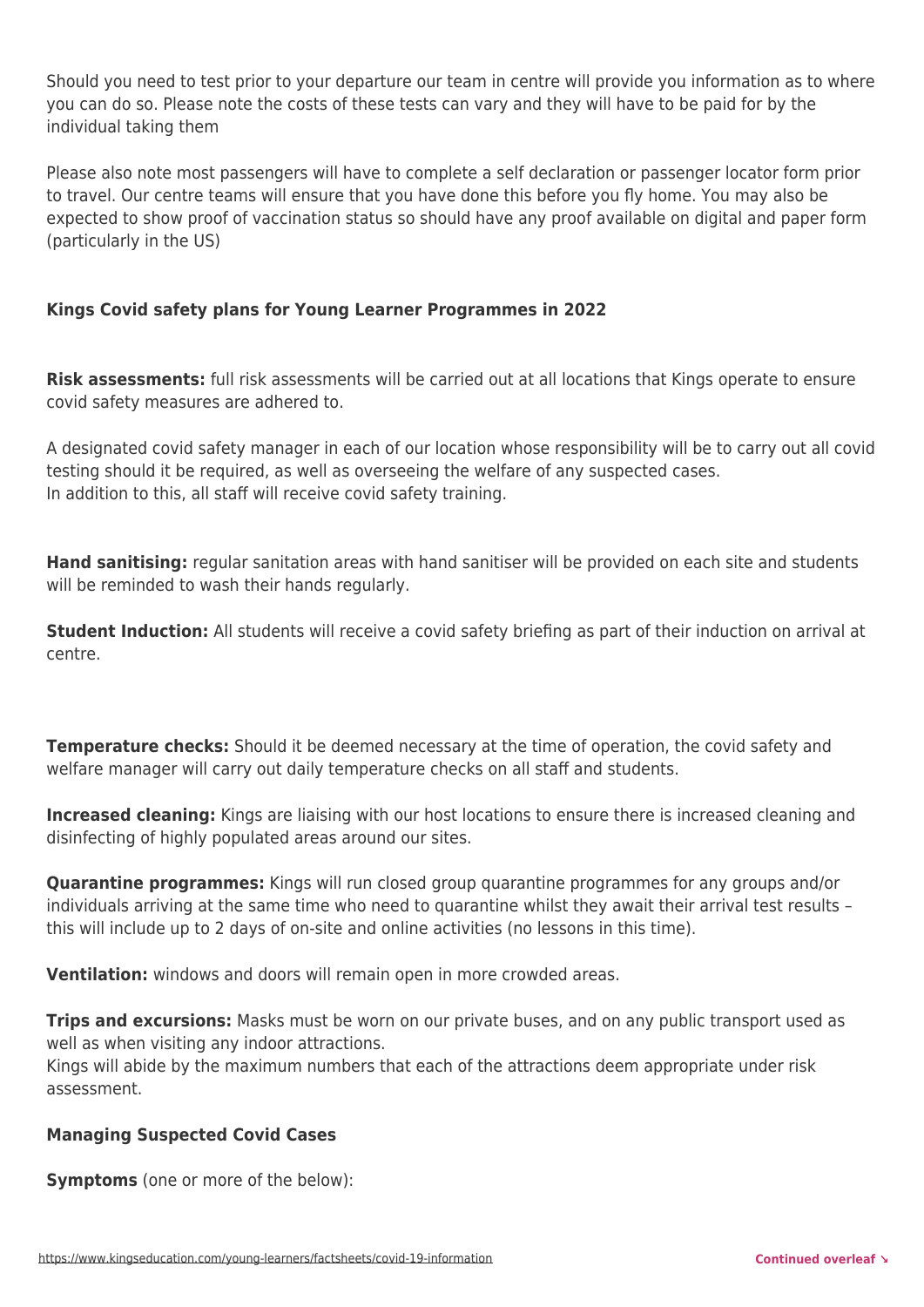Should you need to test prior to your departure our team in centre will provide you information as to where you can do so. Please note the costs of these tests can vary and they will have to be paid for by the individual taking them

Please also note most passengers will have to complete a self declaration or passenger locator form prior to travel. Our centre teams will ensure that you have done this before you fly home. You may also be expected to show proof of vaccination status so should have any proof available on digital and paper form (particularly in the US)

**Kings Covid safety plans for Young Learner Programmes in 2022**

**Risk assessments:** full risk assessments will be carried out at all locations that Kings operate to ensure covid safety measures are adhered to.

A designated covid safety manager in each of our location whose responsibility will be to carry out all covid testing should it be required, as well as overseeing the welfare of any suspected cases.
In addition to this, all staff will receive covid safety training.

**Hand sanitising:** regular sanitation areas with hand sanitiser will be provided on each site and students will be reminded to wash their hands regularly.

**Student Induction:** All students will receive a covid safety briefing as part of their induction on arrival at centre.

**Temperature checks:** Should it be deemed necessary at the time of operation, the covid safety and welfare manager will carry out daily temperature checks on all staff and students.

**Increased cleaning:** Kings are liaising with our host locations to ensure there is increased cleaning and disinfecting of highly populated areas around our sites.

**Quarantine programmes:** Kings will run closed group quarantine programmes for any groups and/or individuals arriving at the same time who need to quarantine whilst they await their arrival test results – this will include up to 2 days of on-site and online activities (no lessons in this time).

**Ventilation:** windows and doors will remain open in more crowded areas.

**Trips and excursions:** Masks must be worn on our private buses, and on any public transport used as well as when visiting any indoor attractions.
Kings will abide by the maximum numbers that each of the attractions deem appropriate under risk assessment.

**Managing Suspected Covid Cases**

**Symptoms** (one or more of the below):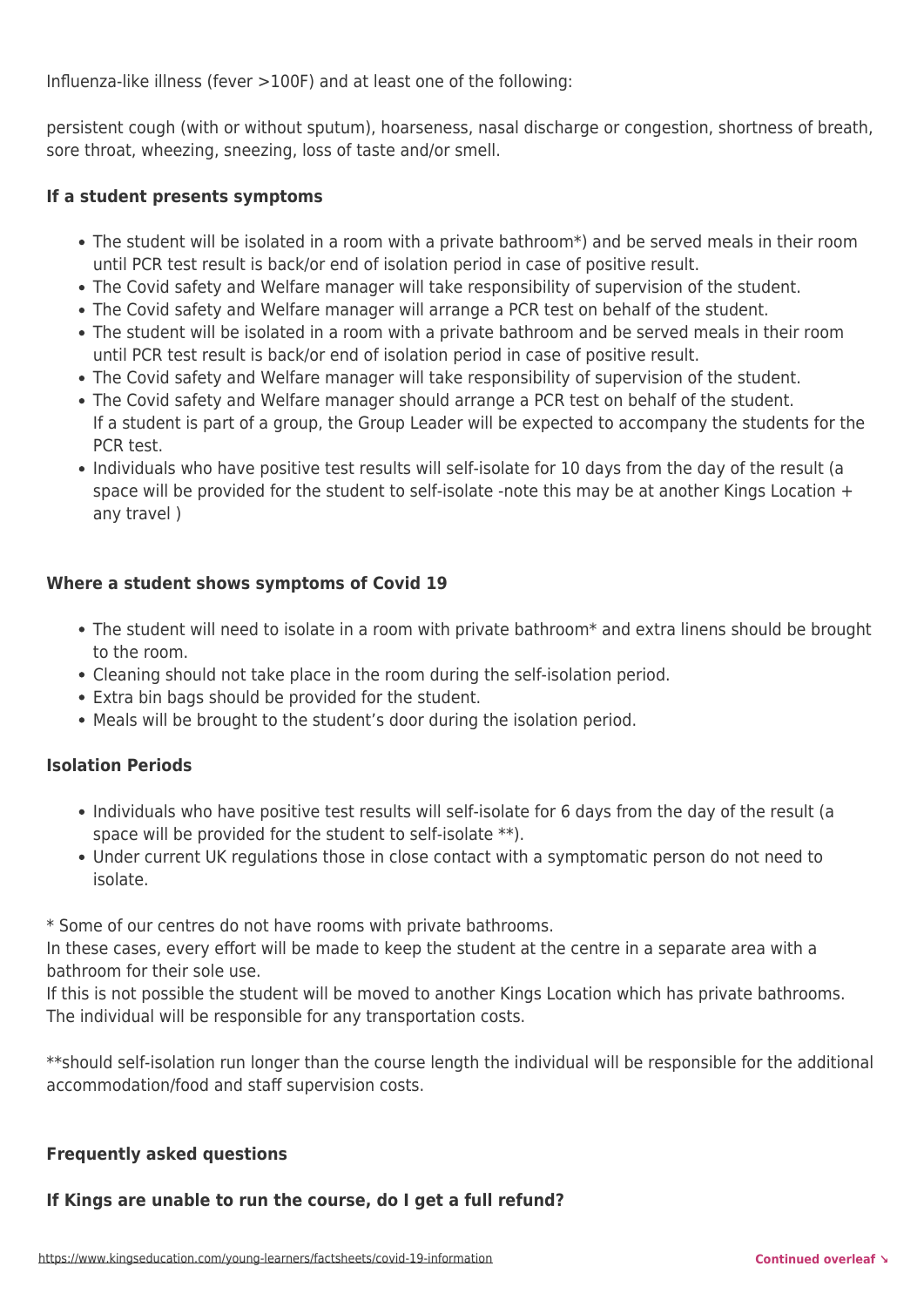Influenza-like illness (fever >100F) and at least one of the following:

persistent cough (with or without sputum), hoarseness, nasal discharge or congestion, shortness of breath, sore throat, wheezing, sneezing, loss of taste and/or smell.

**If a student presents symptoms**

- The student will be isolated in a room with a private bathroom*) and be served meals in their room until PCR test result is back/or end of isolation period in case of positive result.
- The Covid safety and Welfare manager will take responsibility of supervision of the student.
- The Covid safety and Welfare manager will arrange a PCR test on behalf of the student.
- The student will be isolated in a room with a private bathroom and be served meals in their room until PCR test result is back/or end of isolation period in case of positive result.
- The Covid safety and Welfare manager will take responsibility of supervision of the student.
- The Covid safety and Welfare manager should arrange a PCR test on behalf of the student.
  If a student is part of a group, the Group Leader will be expected to accompany the students for the PCR test.
- Individuals who have positive test results will self-isolate for 10 days from the day of the result (a space will be provided for the student to self-isolate -note this may be at another Kings Location + any travel )

**Where a student shows symptoms of Covid 19**

- The student will need to isolate in a room with private bathroom* and extra linens should be brought to the room.
- Cleaning should not take place in the room during the self-isolation period.
- Extra bin bags should be provided for the student.
- Meals will be brought to the student's door during the isolation period.

**Isolation Periods**

- Individuals who have positive test results will self-isolate for 6 days from the day of the result (a space will be provided for the student to self-isolate **).
- Under current UK regulations those in close contact with a symptomatic person do not need to isolate.

* Some of our centres do not have rooms with private bathrooms.
In these cases, every effort will be made to keep the student at the centre in a separate area with a bathroom for their sole use.
If this is not possible the student will be moved to another Kings Location which has private bathrooms.
The individual will be responsible for any transportation costs.

**should self-isolation run longer than the course length the individual will be responsible for the additional accommodation/food and staff supervision costs.

**Frequently asked questions**

**If Kings are unable to run the course, do I get a full refund?**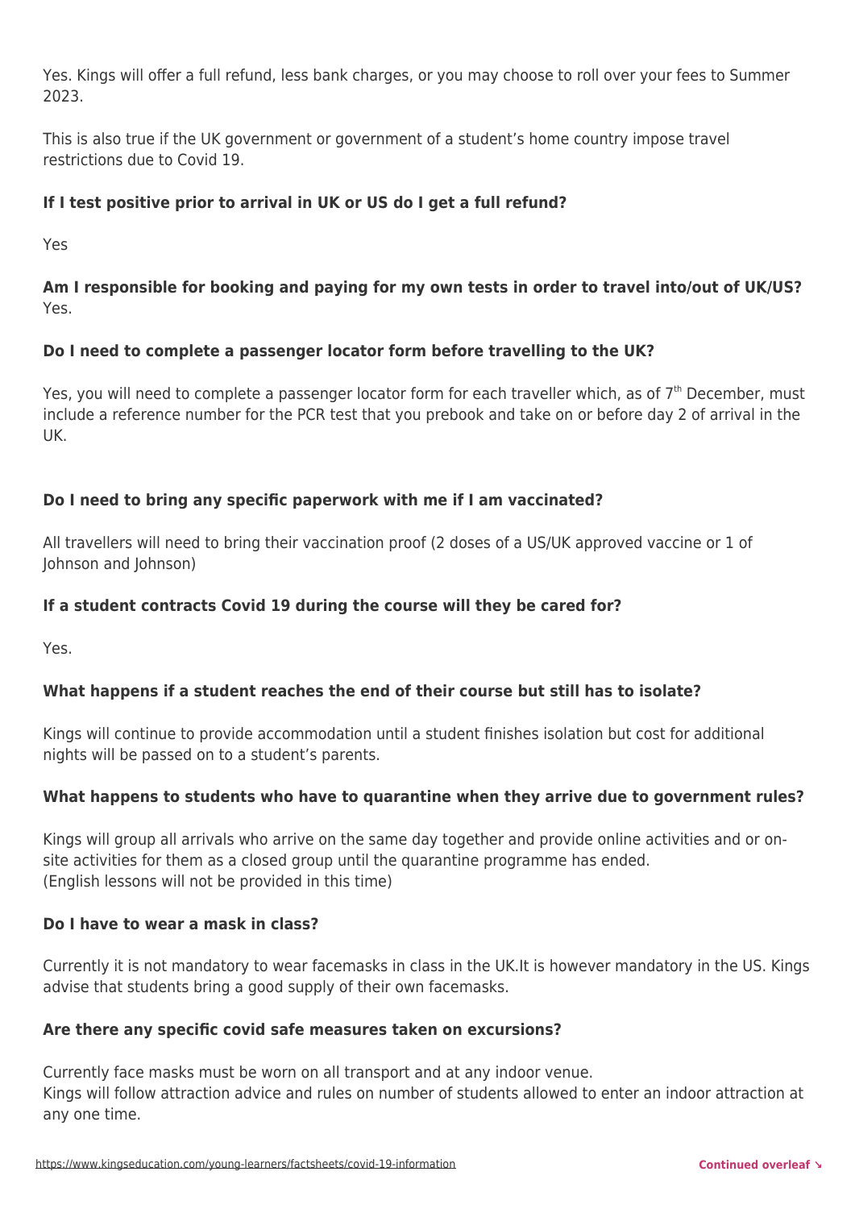Yes. Kings will offer a full refund, less bank charges, or you may choose to roll over your fees to Summer 2023.

This is also true if the UK government or government of a student's home country impose travel restrictions due to Covid 19.

**If I test positive prior to arrival in UK or US do I get a full refund?**

Yes

**Am I responsible for booking and paying for my own tests in order to travel into/out of UK/US?**
Yes.

**Do I need to complete a passenger locator form before travelling to the UK?**

Yes, you will need to complete a passenger locator form for each traveller which, as of 7th December, must include a reference number for the PCR test that you prebook and take on or before day 2 of arrival in the UK.

**Do I need to bring any specific paperwork with me if I am vaccinated?**

All travellers will need to bring their vaccination proof (2 doses of a US/UK approved vaccine or 1 of Johnson and Johnson)

**If a student contracts Covid 19 during the course will they be cared for?**

Yes.

**What happens if a student reaches the end of their course but still has to isolate?**

Kings will continue to provide accommodation until a student finishes isolation but cost for additional nights will be passed on to a student's parents.

**What happens to students who have to quarantine when they arrive due to government rules?**

Kings will group all arrivals who arrive on the same day together and provide online activities and or on-site activities for them as a closed group until the quarantine programme has ended.
(English lessons will not be provided in this time)

**Do I have to wear a mask in class?**

Currently it is not mandatory to wear facemasks in class in the UK.It is however mandatory in the US. Kings advise that students bring a good supply of their own facemasks.

**Are there any specific covid safe measures taken on excursions?**

Currently face masks must be worn on all transport and at any indoor venue.
Kings will follow attraction advice and rules on number of students allowed to enter an indoor attraction at any one time.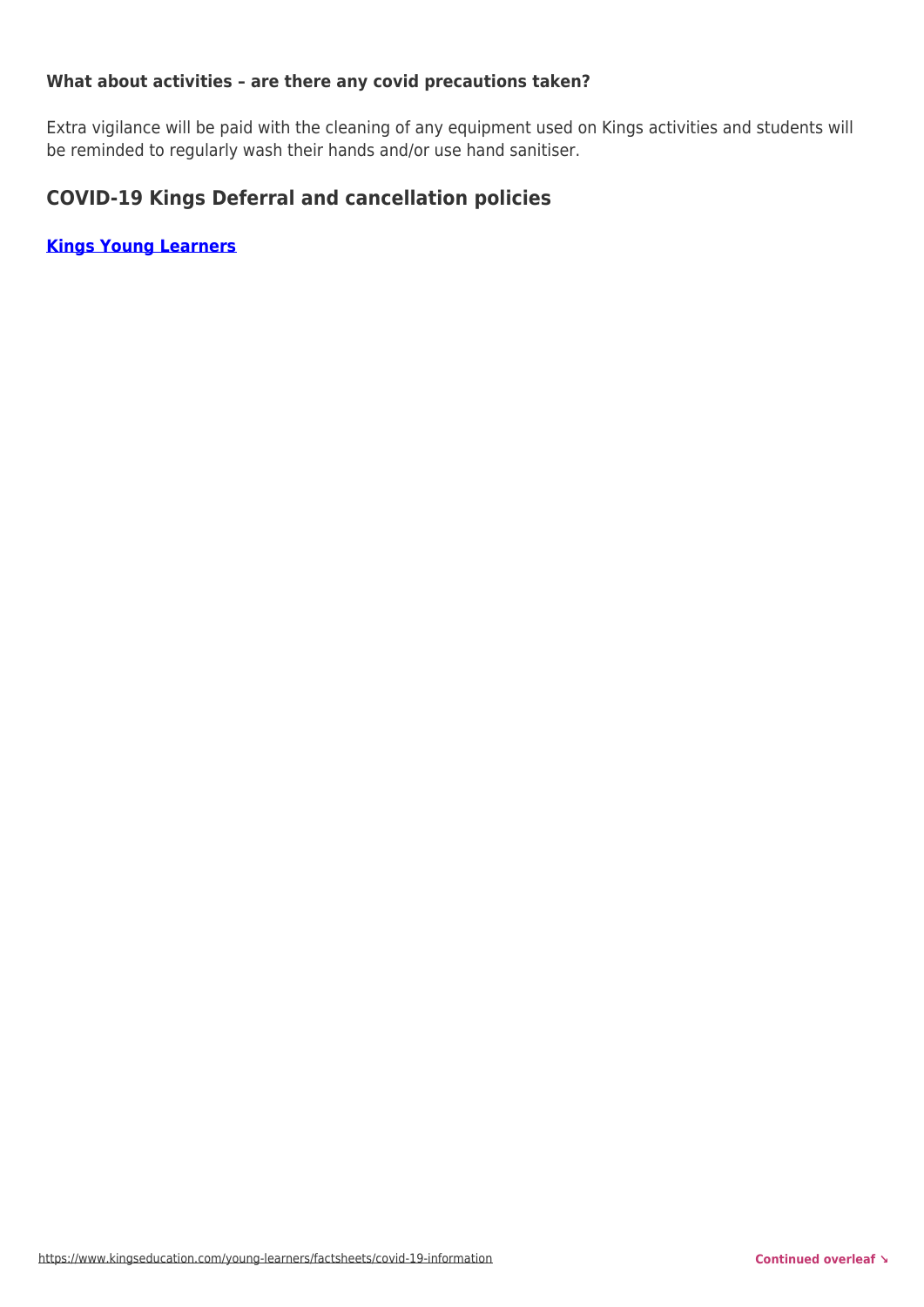**What about activities – are there any covid precautions taken?**

Extra vigilance will be paid with the cleaning of any equipment used on Kings activities and students will be reminded to regularly wash their hands and/or use hand sanitiser.

## COVID-19 Kings Deferral and cancellation policies

**[Kings Young Learners]**